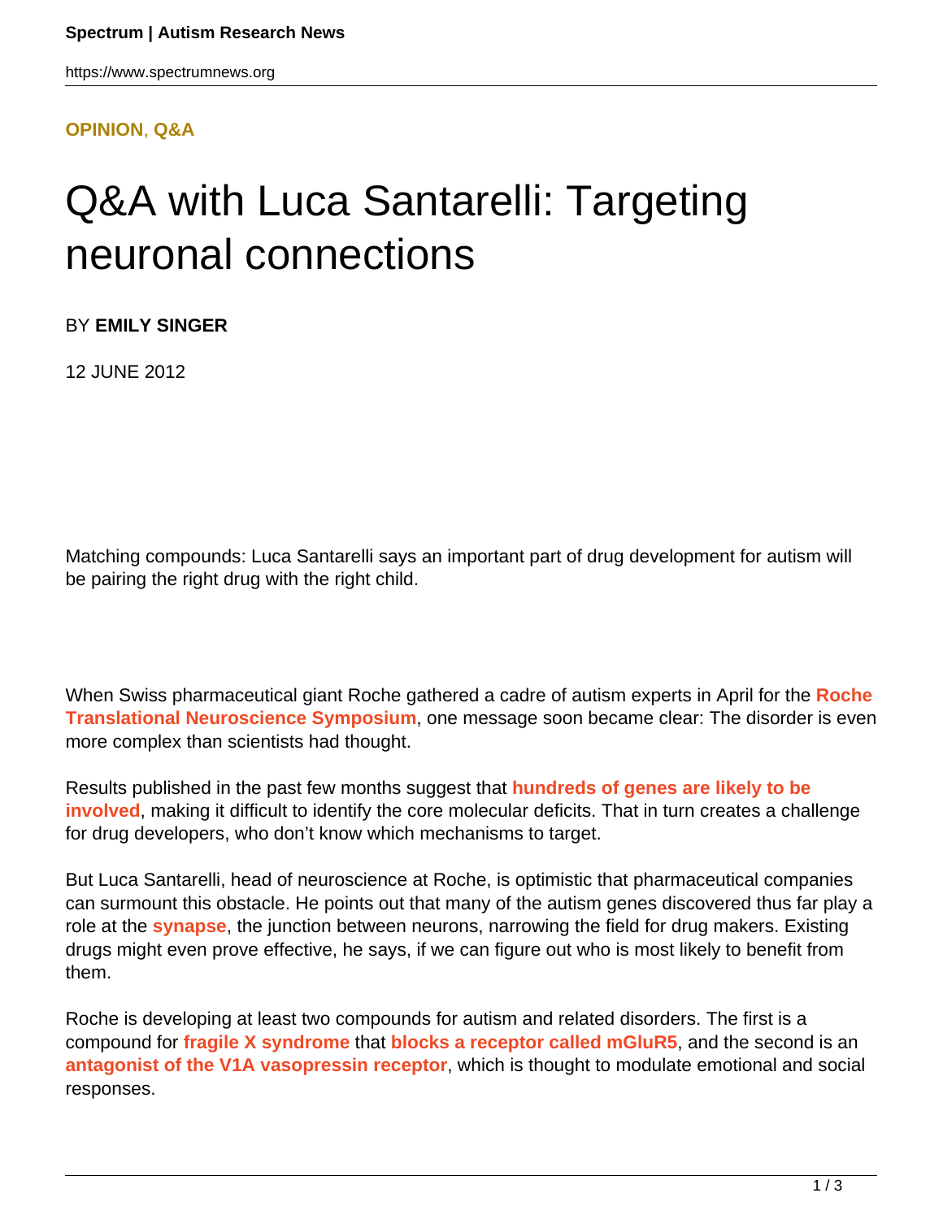**OPINION, Q&A**

# Q&A with Luca Santarelli: Targeting neuronal connections

BY **EMILY SINGER**

12 JUNE 2012

Matching compounds: Luca Santarelli says an important part of drug development for autism will be pairing the right drug with the right child.

When Swiss pharmaceutical giant Roche gathered a cadre of autism experts in April for the **Roche Translational Neuroscience Symposium**, one message soon became clear: The disorder is even more complex than scientists had thought.

Results published in the past few months suggest that **hundreds of genes are likely to be involved**, making it difficult to identify the core molecular deficits. That in turn creates a challenge for drug developers, who don't know which mechanisms to target.

But Luca Santarelli, head of neuroscience at Roche, is optimistic that pharmaceutical companies can surmount this obstacle. He points out that many of the autism genes discovered thus far play a role at the **synapse**, the junction between neurons, narrowing the field for drug makers. Existing drugs might even prove effective, he says, if we can figure out who is most likely to benefit from them.

Roche is developing at least two compounds for autism and related disorders. The first is a compound for **fragile X syndrome** that **blocks a receptor called mGluR5**, and the second is an **antagonist of the V1A vasopressin receptor**, which is thought to modulate emotional and social responses.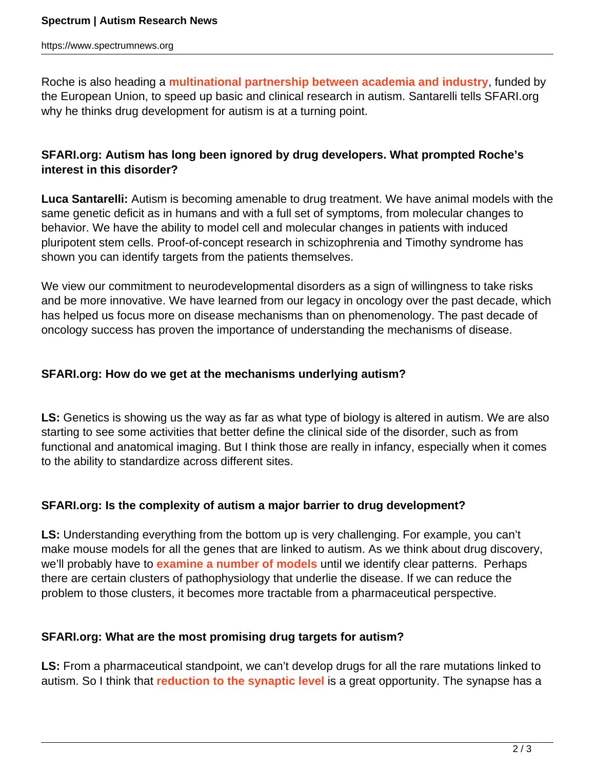Roche is also heading a **multinational partnership between academia and industry**, funded by the European Union, to speed up basic and clinical research in autism. Santarelli tells SFARI.org why he thinks drug development for autism is at a turning point.

**SFARI.org: Autism has long been ignored by drug developers. What prompted Roche's interest in this disorder?**

**Luca Santarelli:** Autism is becoming amenable to drug treatment. We have animal models with the same genetic deficit as in humans and with a full set of symptoms, from molecular changes to behavior. We have the ability to model cell and molecular changes in patients with induced pluripotent stem cells. Proof-of-concept research in schizophrenia and Timothy syndrome has shown you can identify targets from the patients themselves.

We view our commitment to neurodevelopmental disorders as a sign of willingness to take risks and be more innovative. We have learned from our legacy in oncology over the past decade, which has helped us focus more on disease mechanisms than on phenomenology. The past decade of oncology success has proven the importance of understanding the mechanisms of disease.

**SFARI.org: How do we get at the mechanisms underlying autism?**

**LS:** Genetics is showing us the way as far as what type of biology is altered in autism. We are also starting to see some activities that better define the clinical side of the disorder, such as from functional and anatomical imaging. But I think those are really in infancy, especially when it comes to the ability to standardize across different sites.

**SFARI.org: Is the complexity of autism a major barrier to drug development?**

**LS:** Understanding everything from the bottom up is very challenging. For example, you can't make mouse models for all the genes that are linked to autism. As we think about drug discovery, we'll probably have to **examine a number of models** until we identify clear patterns. Perhaps there are certain clusters of pathophysiology that underlie the disease. If we can reduce the problem to those clusters, it becomes more tractable from a pharmaceutical perspective.

**SFARI.org: What are the most promising drug targets for autism?**

**LS:** From a pharmaceutical standpoint, we can't develop drugs for all the rare mutations linked to autism. So I think that **reduction to the synaptic level** is a great opportunity. The synapse has a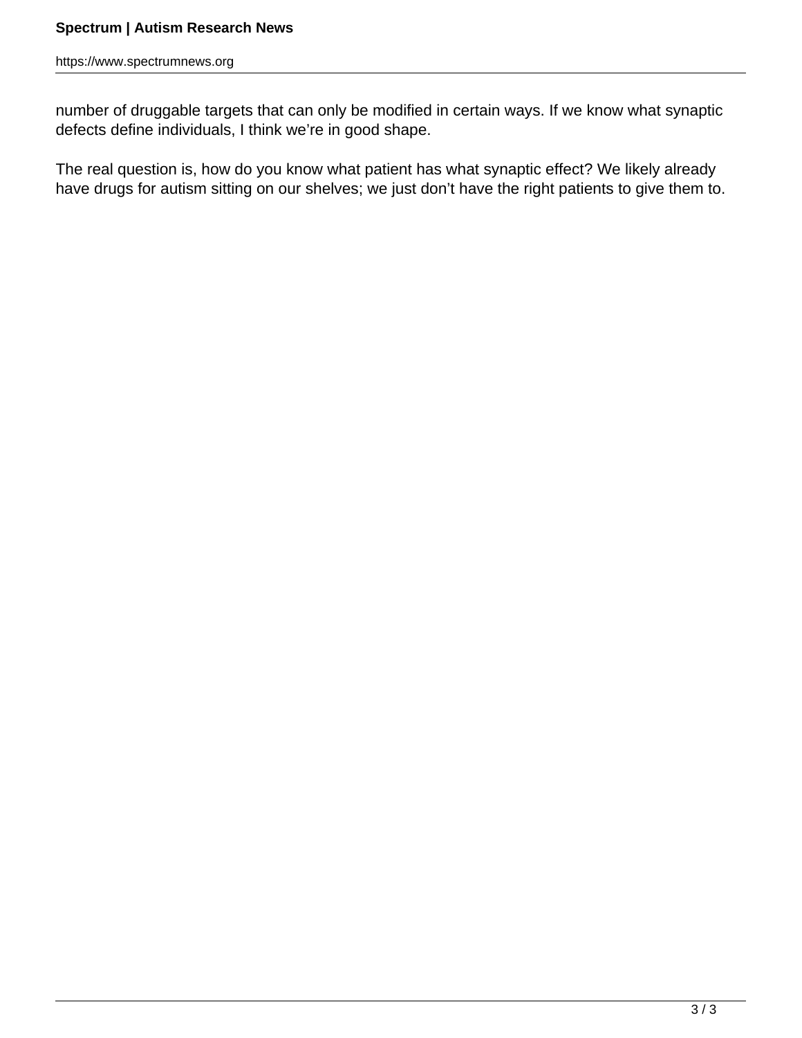number of druggable targets that can only be modified in certain ways. If we know what synaptic defects define individuals, I think we're in good shape.

The real question is, how do you know what patient has what synaptic effect? We likely already have drugs for autism sitting on our shelves; we just don't have the right patients to give them to.